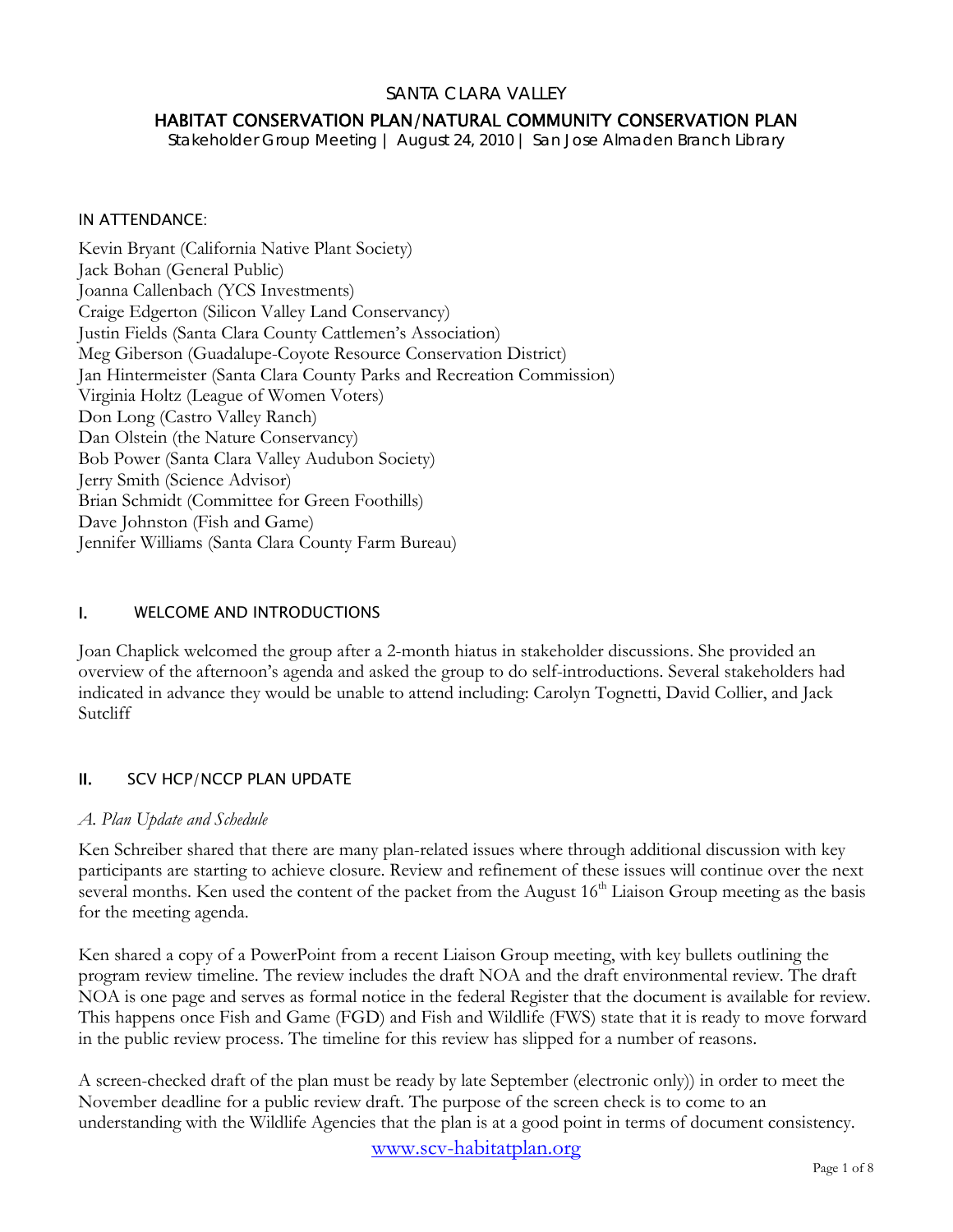# SANTA CLARA VALLEY

## HABITAT CONSERVATION PLAN/NATURAL COMMUNITY CONSERVATION PLAN

Stakeholder Group Meeting | August 24, 2010 | San Jose Almaden Branch Library

### IN ATTENDANCE:

Kevin Bryant (California Native Plant Society)
Jack Bohan (General Public)
Joanna Callenbach (YCS Investments)
Craige Edgerton (Silicon Valley Land Conservancy)
Justin Fields (Santa Clara County Cattlemen's Association)
Meg Giberson (Guadalupe-Coyote Resource Conservation District)
Jan Hintermeister (Santa Clara County Parks and Recreation Commission)
Virginia Holtz (League of Women Voters)
Don Long (Castro Valley Ranch)
Dan Olstein (the Nature Conservancy)
Bob Power (Santa Clara Valley Audubon Society)
Jerry Smith (Science Advisor)
Brian Schmidt (Committee for Green Foothills)
Dave Johnston (Fish and Game)
Jennifer Williams (Santa Clara County Farm Bureau)

### I. WELCOME AND INTRODUCTIONS

Joan Chaplick welcomed the group after a 2-month hiatus in stakeholder discussions. She provided an overview of the afternoon's agenda and asked the group to do self-introductions. Several stakeholders had indicated in advance they would be unable to attend including: Carolyn Tognetti, David Collier, and Jack Sutcliff

### II. SCV HCP/NCCP PLAN UPDATE

*A. Plan Update and Schedule*

Ken Schreiber shared that there are many plan-related issues where through additional discussion with key participants are starting to achieve closure. Review and refinement of these issues will continue over the next several months. Ken used the content of the packet from the August 16th Liaison Group meeting as the basis for the meeting agenda.

Ken shared a copy of a PowerPoint from a recent Liaison Group meeting, with key bullets outlining the program review timeline. The review includes the draft NOA and the draft environmental review. The draft NOA is one page and serves as formal notice in the federal Register that the document is available for review. This happens once Fish and Game (FGD) and Fish and Wildlife (FWS) state that it is ready to move forward in the public review process. The timeline for this review has slipped for a number of reasons.

A screen-checked draft of the plan must be ready by late September (electronic only)) in order to meet the November deadline for a public review draft. The purpose of the screen check is to come to an understanding with the Wildlife Agencies that the plan is at a good point in terms of document consistency.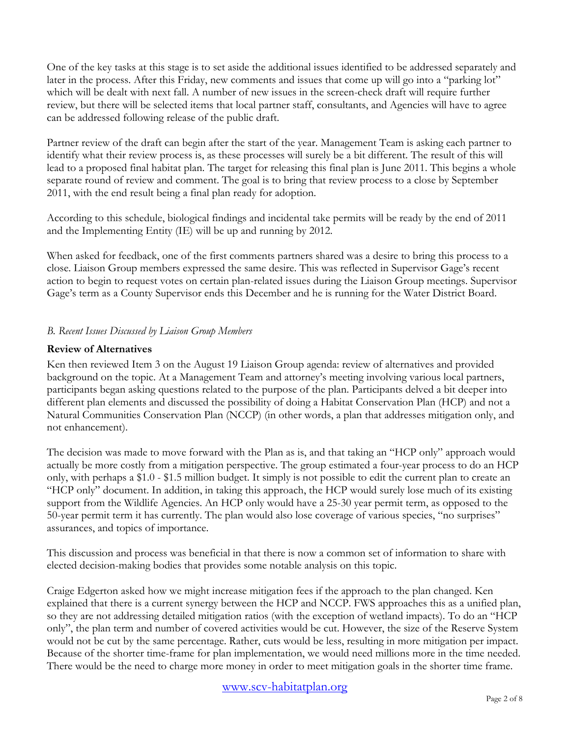One of the key tasks at this stage is to set aside the additional issues identified to be addressed separately and later in the process. After this Friday, new comments and issues that come up will go into a "parking lot" which will be dealt with next fall. A number of new issues in the screen-check draft will require further review, but there will be selected items that local partner staff, consultants, and Agencies will have to agree can be addressed following release of the public draft.

Partner review of the draft can begin after the start of the year. Management Team is asking each partner to identify what their review process is, as these processes will surely be a bit different. The result of this will lead to a proposed final habitat plan. The target for releasing this final plan is June 2011. This begins a whole separate round of review and comment. The goal is to bring that review process to a close by September 2011, with the end result being a final plan ready for adoption.

According to this schedule, biological findings and incidental take permits will be ready by the end of 2011 and the Implementing Entity (IE) will be up and running by 2012.

When asked for feedback, one of the first comments partners shared was a desire to bring this process to a close. Liaison Group members expressed the same desire. This was reflected in Supervisor Gage's recent action to begin to request votes on certain plan-related issues during the Liaison Group meetings. Supervisor Gage's term as a County Supervisor ends this December and he is running for the Water District Board.

*B. Recent Issues Discussed by Liaison Group Members*

**Review of Alternatives**

Ken then reviewed Item 3 on the August 19 Liaison Group agenda: review of alternatives and provided background on the topic. At a Management Team and attorney's meeting involving various local partners, participants began asking questions related to the purpose of the plan. Participants delved a bit deeper into different plan elements and discussed the possibility of doing a Habitat Conservation Plan (HCP) and not a Natural Communities Conservation Plan (NCCP) (in other words, a plan that addresses mitigation only, and not enhancement).

The decision was made to move forward with the Plan as is, and that taking an "HCP only" approach would actually be more costly from a mitigation perspective. The group estimated a four-year process to do an HCP only, with perhaps a $1.0 - $1.5 million budget. It simply is not possible to edit the current plan to create an "HCP only" document. In addition, in taking this approach, the HCP would surely lose much of its existing support from the Wildlife Agencies. An HCP only would have a 25-30 year permit term, as opposed to the 50-year permit term it has currently. The plan would also lose coverage of various species, "no surprises" assurances, and topics of importance.

This discussion and process was beneficial in that there is now a common set of information to share with elected decision-making bodies that provides some notable analysis on this topic.

Craige Edgerton asked how we might increase mitigation fees if the approach to the plan changed. Ken explained that there is a current synergy between the HCP and NCCP. FWS approaches this as a unified plan, so they are not addressing detailed mitigation ratios (with the exception of wetland impacts). To do an "HCP only", the plan term and number of covered activities would be cut. However, the size of the Reserve System would not be cut by the same percentage. Rather, cuts would be less, resulting in more mitigation per impact. Because of the shorter time-frame for plan implementation, we would need millions more in the time needed. There would be the need to charge more money in order to meet mitigation goals in the shorter time frame.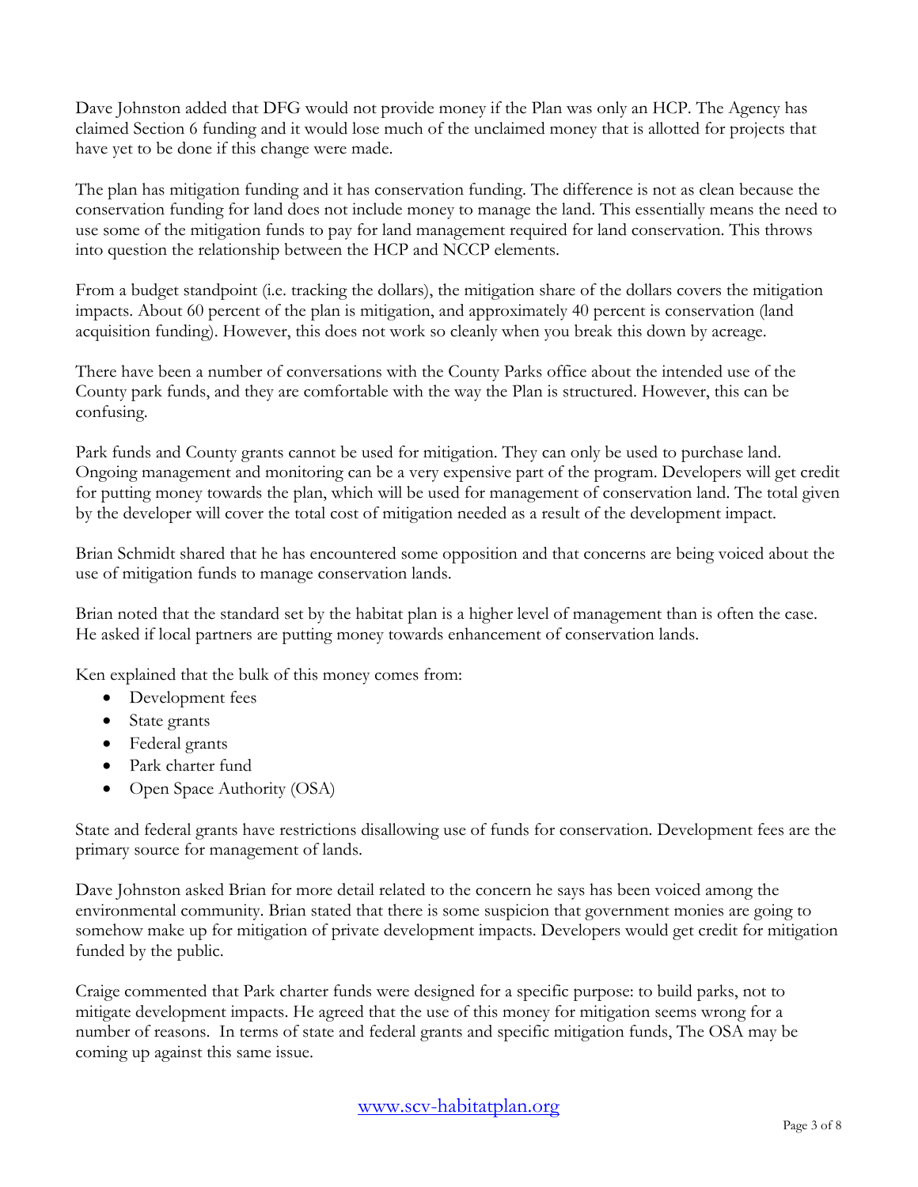Dave Johnston added that DFG would not provide money if the Plan was only an HCP. The Agency has claimed Section 6 funding and it would lose much of the unclaimed money that is allotted for projects that have yet to be done if this change were made.

The plan has mitigation funding and it has conservation funding. The difference is not as clean because the conservation funding for land does not include money to manage the land. This essentially means the need to use some of the mitigation funds to pay for land management required for land conservation. This throws into question the relationship between the HCP and NCCP elements.

From a budget standpoint (i.e. tracking the dollars), the mitigation share of the dollars covers the mitigation impacts. About 60 percent of the plan is mitigation, and approximately 40 percent is conservation (land acquisition funding). However, this does not work so cleanly when you break this down by acreage.

There have been a number of conversations with the County Parks office about the intended use of the County park funds, and they are comfortable with the way the Plan is structured. However, this can be confusing.

Park funds and County grants cannot be used for mitigation. They can only be used to purchase land. Ongoing management and monitoring can be a very expensive part of the program. Developers will get credit for putting money towards the plan, which will be used for management of conservation land. The total given by the developer will cover the total cost of mitigation needed as a result of the development impact.

Brian Schmidt shared that he has encountered some opposition and that concerns are being voiced about the use of mitigation funds to manage conservation lands.

Brian noted that the standard set by the habitat plan is a higher level of management than is often the case. He asked if local partners are putting money towards enhancement of conservation lands.

Ken explained that the bulk of this money comes from:

- Development fees
- State grants
- Federal grants
- Park charter fund
- Open Space Authority (OSA)

State and federal grants have restrictions disallowing use of funds for conservation. Development fees are the primary source for management of lands.

Dave Johnston asked Brian for more detail related to the concern he says has been voiced among the environmental community. Brian stated that there is some suspicion that government monies are going to somehow make up for mitigation of private development impacts. Developers would get credit for mitigation funded by the public.

Craige commented that Park charter funds were designed for a specific purpose: to build parks, not to mitigate development impacts. He agreed that the use of this money for mitigation seems wrong for a number of reasons. In terms of state and federal grants and specific mitigation funds, The OSA may be coming up against this same issue.

www.scv-habitatplan.org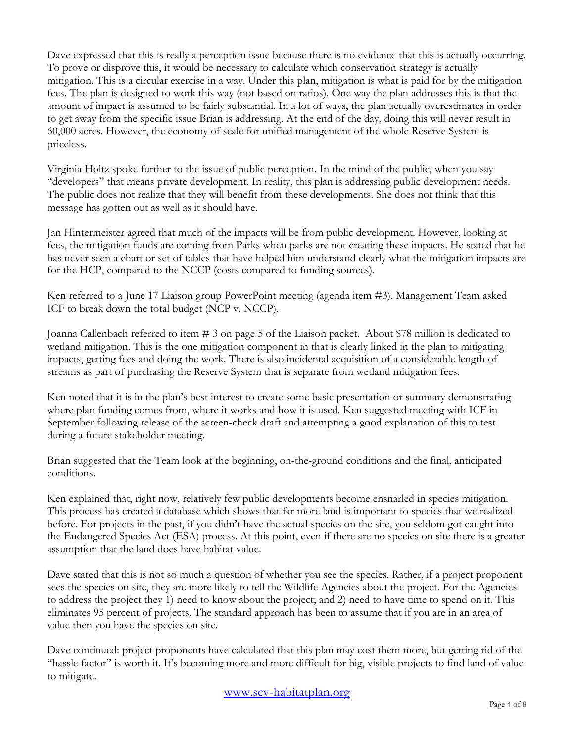Dave expressed that this is really a perception issue because there is no evidence that this is actually occurring. To prove or disprove this, it would be necessary to calculate which conservation strategy is actually mitigation. This is a circular exercise in a way. Under this plan, mitigation is what is paid for by the mitigation fees. The plan is designed to work this way (not based on ratios). One way the plan addresses this is that the amount of impact is assumed to be fairly substantial. In a lot of ways, the plan actually overestimates in order to get away from the specific issue Brian is addressing. At the end of the day, doing this will never result in 60,000 acres. However, the economy of scale for unified management of the whole Reserve System is priceless.

Virginia Holtz spoke further to the issue of public perception. In the mind of the public, when you say "developers" that means private development. In reality, this plan is addressing public development needs. The public does not realize that they will benefit from these developments. She does not think that this message has gotten out as well as it should have.

Jan Hintermeister agreed that much of the impacts will be from public development. However, looking at fees, the mitigation funds are coming from Parks when parks are not creating these impacts. He stated that he has never seen a chart or set of tables that have helped him understand clearly what the mitigation impacts are for the HCP, compared to the NCCP (costs compared to funding sources).

Ken referred to a June 17 Liaison group PowerPoint meeting (agenda item #3). Management Team asked ICF to break down the total budget (NCP v. NCCP).

Joanna Callenbach referred to item # 3 on page 5 of the Liaison packet. About $78 million is dedicated to wetland mitigation. This is the one mitigation component in that is clearly linked in the plan to mitigating impacts, getting fees and doing the work. There is also incidental acquisition of a considerable length of streams as part of purchasing the Reserve System that is separate from wetland mitigation fees.

Ken noted that it is in the plan's best interest to create some basic presentation or summary demonstrating where plan funding comes from, where it works and how it is used. Ken suggested meeting with ICF in September following release of the screen-check draft and attempting a good explanation of this to test during a future stakeholder meeting.

Brian suggested that the Team look at the beginning, on-the-ground conditions and the final, anticipated conditions.

Ken explained that, right now, relatively few public developments become ensnarled in species mitigation. This process has created a database which shows that far more land is important to species that we realized before. For projects in the past, if you didn't have the actual species on the site, you seldom got caught into the Endangered Species Act (ESA) process. At this point, even if there are no species on site there is a greater assumption that the land does have habitat value.

Dave stated that this is not so much a question of whether you see the species. Rather, if a project proponent sees the species on site, they are more likely to tell the Wildlife Agencies about the project. For the Agencies to address the project they 1) need to know about the project; and 2) need to have time to spend on it. This eliminates 95 percent of projects. The standard approach has been to assume that if you are in an area of value then you have the species on site.

Dave continued: project proponents have calculated that this plan may cost them more, but getting rid of the "hassle factor" is worth it. It's becoming more and more difficult for big, visible projects to find land of value to mitigate.

www.scv-habitatplan.org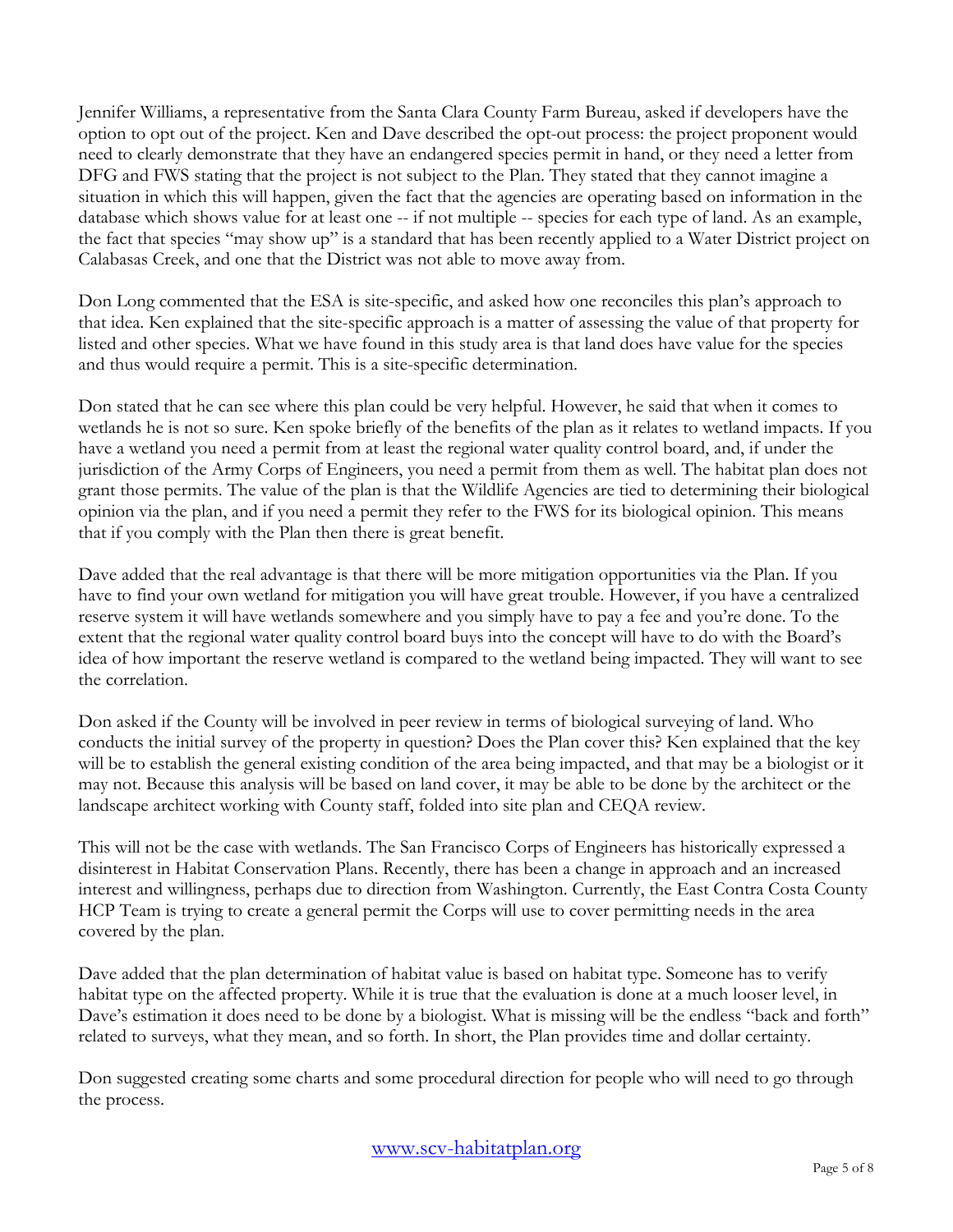Jennifer Williams, a representative from the Santa Clara County Farm Bureau, asked if developers have the option to opt out of the project. Ken and Dave described the opt-out process: the project proponent would need to clearly demonstrate that they have an endangered species permit in hand, or they need a letter from DFG and FWS stating that the project is not subject to the Plan. They stated that they cannot imagine a situation in which this will happen, given the fact that the agencies are operating based on information in the database which shows value for at least one -- if not multiple -- species for each type of land. As an example, the fact that species "may show up" is a standard that has been recently applied to a Water District project on Calabasas Creek, and one that the District was not able to move away from.

Don Long commented that the ESA is site-specific, and asked how one reconciles this plan's approach to that idea. Ken explained that the site-specific approach is a matter of assessing the value of that property for listed and other species. What we have found in this study area is that land does have value for the species and thus would require a permit. This is a site-specific determination.

Don stated that he can see where this plan could be very helpful. However, he said that when it comes to wetlands he is not so sure. Ken spoke briefly of the benefits of the plan as it relates to wetland impacts. If you have a wetland you need a permit from at least the regional water quality control board, and, if under the jurisdiction of the Army Corps of Engineers, you need a permit from them as well. The habitat plan does not grant those permits. The value of the plan is that the Wildlife Agencies are tied to determining their biological opinion via the plan, and if you need a permit they refer to the FWS for its biological opinion. This means that if you comply with the Plan then there is great benefit.

Dave added that the real advantage is that there will be more mitigation opportunities via the Plan. If you have to find your own wetland for mitigation you will have great trouble. However, if you have a centralized reserve system it will have wetlands somewhere and you simply have to pay a fee and you're done. To the extent that the regional water quality control board buys into the concept will have to do with the Board's idea of how important the reserve wetland is compared to the wetland being impacted. They will want to see the correlation.

Don asked if the County will be involved in peer review in terms of biological surveying of land. Who conducts the initial survey of the property in question? Does the Plan cover this? Ken explained that the key will be to establish the general existing condition of the area being impacted, and that may be a biologist or it may not. Because this analysis will be based on land cover, it may be able to be done by the architect or the landscape architect working with County staff, folded into site plan and CEQA review.

This will not be the case with wetlands. The San Francisco Corps of Engineers has historically expressed a disinterest in Habitat Conservation Plans. Recently, there has been a change in approach and an increased interest and willingness, perhaps due to direction from Washington. Currently, the East Contra Costa County HCP Team is trying to create a general permit the Corps will use to cover permitting needs in the area covered by the plan.

Dave added that the plan determination of habitat value is based on habitat type. Someone has to verify habitat type on the affected property. While it is true that the evaluation is done at a much looser level, in Dave's estimation it does need to be done by a biologist. What is missing will be the endless "back and forth" related to surveys, what they mean, and so forth. In short, the Plan provides time and dollar certainty.

Don suggested creating some charts and some procedural direction for people who will need to go through the process.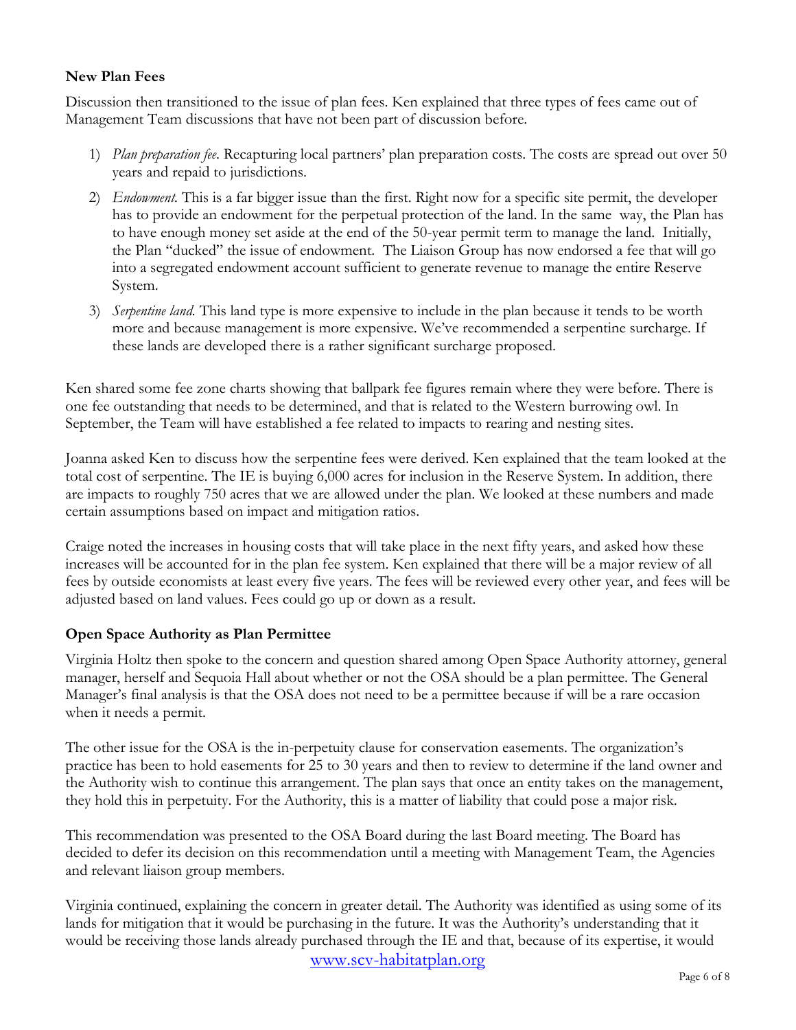**New Plan Fees**

Discussion then transitioned to the issue of plan fees. Ken explained that three types of fees came out of Management Team discussions that have not been part of discussion before.

1) *Plan preparation fee*. Recapturing local partners' plan preparation costs. The costs are spread out over 50 years and repaid to jurisdictions.
2) *Endowment.* This is a far bigger issue than the first. Right now for a specific site permit, the developer has to provide an endowment for the perpetual protection of the land. In the same way, the Plan has to have enough money set aside at the end of the 50-year permit term to manage the land. Initially, the Plan "ducked" the issue of endowment. The Liaison Group has now endorsed a fee that will go into a segregated endowment account sufficient to generate revenue to manage the entire Reserve System.
3) *Serpentine land.* This land type is more expensive to include in the plan because it tends to be worth more and because management is more expensive. We've recommended a serpentine surcharge. If these lands are developed there is a rather significant surcharge proposed.

Ken shared some fee zone charts showing that ballpark fee figures remain where they were before. There is one fee outstanding that needs to be determined, and that is related to the Western burrowing owl. In September, the Team will have established a fee related to impacts to rearing and nesting sites.

Joanna asked Ken to discuss how the serpentine fees were derived. Ken explained that the team looked at the total cost of serpentine. The IE is buying 6,000 acres for inclusion in the Reserve System. In addition, there are impacts to roughly 750 acres that we are allowed under the plan. We looked at these numbers and made certain assumptions based on impact and mitigation ratios.

Craige noted the increases in housing costs that will take place in the next fifty years, and asked how these increases will be accounted for in the plan fee system. Ken explained that there will be a major review of all fees by outside economists at least every five years. The fees will be reviewed every other year, and fees will be adjusted based on land values. Fees could go up or down as a result.

**Open Space Authority as Plan Permittee**

Virginia Holtz then spoke to the concern and question shared among Open Space Authority attorney, general manager, herself and Sequoia Hall about whether or not the OSA should be a plan permittee. The General Manager's final analysis is that the OSA does not need to be a permittee because if will be a rare occasion when it needs a permit.

The other issue for the OSA is the in-perpetuity clause for conservation easements. The organization's practice has been to hold easements for 25 to 30 years and then to review to determine if the land owner and the Authority wish to continue this arrangement. The plan says that once an entity takes on the management, they hold this in perpetuity. For the Authority, this is a matter of liability that could pose a major risk.

This recommendation was presented to the OSA Board during the last Board meeting. The Board has decided to defer its decision on this recommendation until a meeting with Management Team, the Agencies and relevant liaison group members.

Virginia continued, explaining the concern in greater detail. The Authority was identified as using some of its lands for mitigation that it would be purchasing in the future. It was the Authority's understanding that it would be receiving those lands already purchased through the IE and that, because of its expertise, it would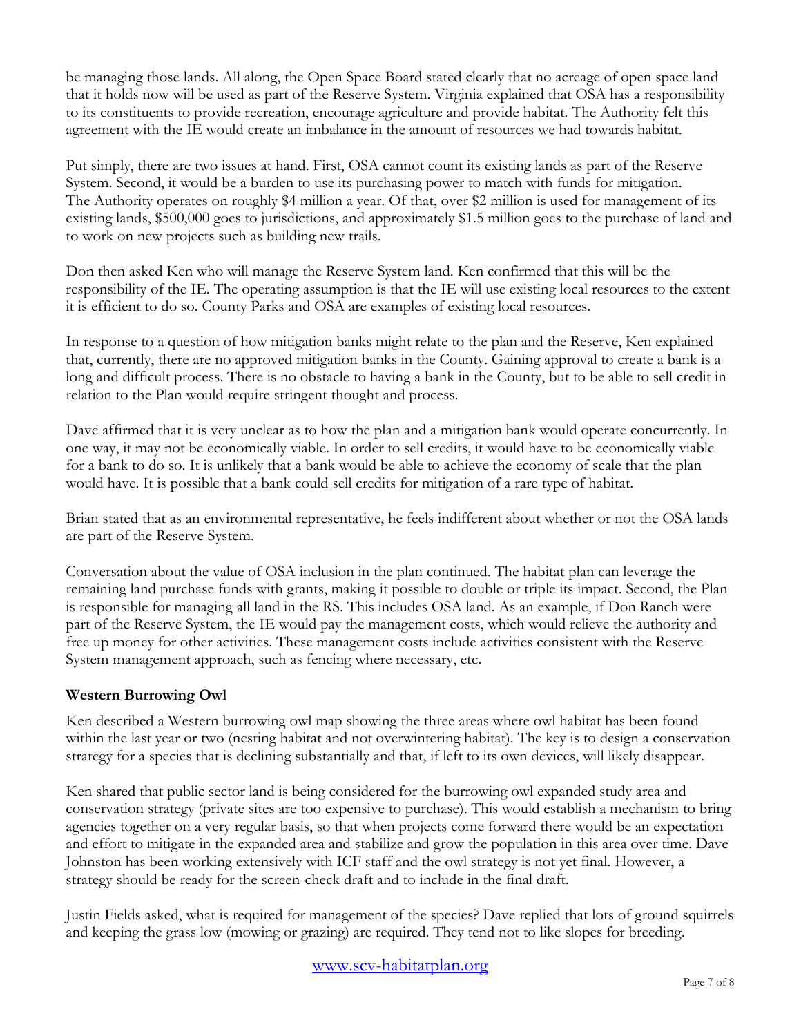be managing those lands. All along, the Open Space Board stated clearly that no acreage of open space land that it holds now will be used as part of the Reserve System. Virginia explained that OSA has a responsibility to its constituents to provide recreation, encourage agriculture and provide habitat. The Authority felt this agreement with the IE would create an imbalance in the amount of resources we had towards habitat.

Put simply, there are two issues at hand. First, OSA cannot count its existing lands as part of the Reserve System. Second, it would be a burden to use its purchasing power to match with funds for mitigation. The Authority operates on roughly $4 million a year. Of that, over $2 million is used for management of its existing lands, $500,000 goes to jurisdictions, and approximately $1.5 million goes to the purchase of land and to work on new projects such as building new trails.

Don then asked Ken who will manage the Reserve System land. Ken confirmed that this will be the responsibility of the IE. The operating assumption is that the IE will use existing local resources to the extent it is efficient to do so. County Parks and OSA are examples of existing local resources.

In response to a question of how mitigation banks might relate to the plan and the Reserve, Ken explained that, currently, there are no approved mitigation banks in the County. Gaining approval to create a bank is a long and difficult process. There is no obstacle to having a bank in the County, but to be able to sell credit in relation to the Plan would require stringent thought and process.

Dave affirmed that it is very unclear as to how the plan and a mitigation bank would operate concurrently. In one way, it may not be economically viable. In order to sell credits, it would have to be economically viable for a bank to do so. It is unlikely that a bank would be able to achieve the economy of scale that the plan would have. It is possible that a bank could sell credits for mitigation of a rare type of habitat.

Brian stated that as an environmental representative, he feels indifferent about whether or not the OSA lands are part of the Reserve System.

Conversation about the value of OSA inclusion in the plan continued. The habitat plan can leverage the remaining land purchase funds with grants, making it possible to double or triple its impact. Second, the Plan is responsible for managing all land in the RS. This includes OSA land. As an example, if Don Ranch were part of the Reserve System, the IE would pay the management costs, which would relieve the authority and free up money for other activities. These management costs include activities consistent with the Reserve System management approach, such as fencing where necessary, etc.

**Western Burrowing Owl**

Ken described a Western burrowing owl map showing the three areas where owl habitat has been found within the last year or two (nesting habitat and not overwintering habitat). The key is to design a conservation strategy for a species that is declining substantially and that, if left to its own devices, will likely disappear.

Ken shared that public sector land is being considered for the burrowing owl expanded study area and conservation strategy (private sites are too expensive to purchase). This would establish a mechanism to bring agencies together on a very regular basis, so that when projects come forward there would be an expectation and effort to mitigate in the expanded area and stabilize and grow the population in this area over time. Dave Johnston has been working extensively with ICF staff and the owl strategy is not yet final. However, a strategy should be ready for the screen-check draft and to include in the final draft.

Justin Fields asked, what is required for management of the species? Dave replied that lots of ground squirrels and keeping the grass low (mowing or grazing) are required. They tend not to like slopes for breeding.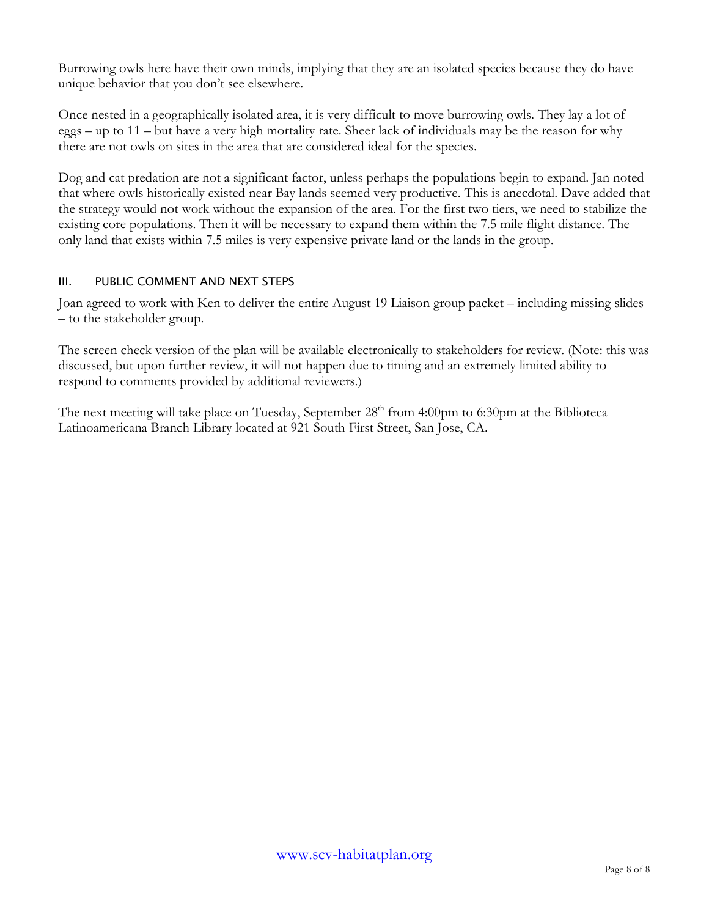Burrowing owls here have their own minds, implying that they are an isolated species because they do have unique behavior that you don't see elsewhere.

Once nested in a geographically isolated area, it is very difficult to move burrowing owls. They lay a lot of eggs – up to 11 – but have a very high mortality rate. Sheer lack of individuals may be the reason for why there are not owls on sites in the area that are considered ideal for the species.

Dog and cat predation are not a significant factor, unless perhaps the populations begin to expand. Jan noted that where owls historically existed near Bay lands seemed very productive. This is anecdotal. Dave added that the strategy would not work without the expansion of the area. For the first two tiers, we need to stabilize the existing core populations. Then it will be necessary to expand them within the 7.5 mile flight distance. The only land that exists within 7.5 miles is very expensive private land or the lands in the group.

## III. PUBLIC COMMENT AND NEXT STEPS

Joan agreed to work with Ken to deliver the entire August 19 Liaison group packet – including missing slides – to the stakeholder group.

The screen check version of the plan will be available electronically to stakeholders for review. (Note: this was discussed, but upon further review, it will not happen due to timing and an extremely limited ability to respond to comments provided by additional reviewers.)

The next meeting will take place on Tuesday, September 28th from 4:00pm to 6:30pm at the Biblioteca Latinoamericana Branch Library located at 921 South First Street, San Jose, CA.

www.scv-habitatplan.org